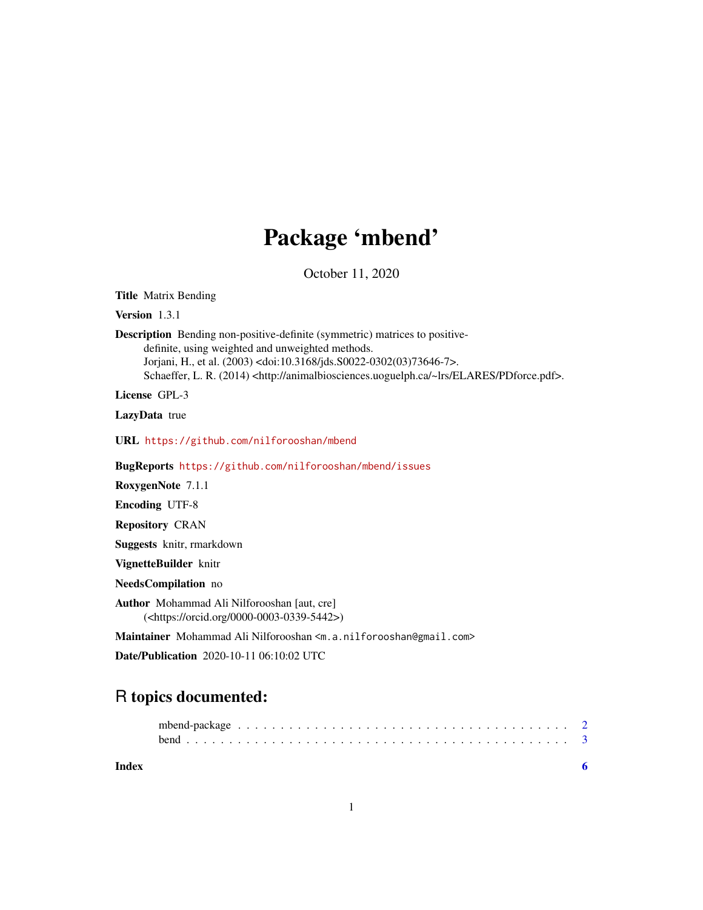# Package 'mbend'

October 11, 2020

**Title** Matrix Bending

**Version** 1.3.1

**Description** Bending non-positive-definite (symmetric) matrices to positive-definite, using weighted and unweighted methods.
Jorjani, H., et al. (2003) <doi:10.3168/jds.S0022-0302(03)73646-7>.
Schaeffer, L. R. (2014) <http://animalbiosciences.uoguelph.ca/~lrs/ELARES/PDforce.pdf>.

**License** GPL-3

**LazyData** true

**URL** https://github.com/nilforooshan/mbend

**BugReports** https://github.com/nilforooshan/mbend/issues

**RoxygenNote** 7.1.1

**Encoding** UTF-8

**Repository** CRAN

**Suggests** knitr, rmarkdown

**VignetteBuilder** knitr

**NeedsCompilation** no

**Author** Mohammad Ali Nilforooshan [aut, cre] (<https://orcid.org/0000-0003-0339-5442>)

**Maintainer** Mohammad Ali Nilforooshan <m.a.nilforooshan@gmail.com>

**Date/Publication** 2020-10-11 06:10:02 UTC

## R topics documented:

mbend-package . . . . . . . . . . . . . . . . . . . . . . . . . . . . . . . . . . . . . . 2
bend . . . . . . . . . . . . . . . . . . . . . . . . . . . . . . . . . . . . . . . . . . . 3

**Index** **6**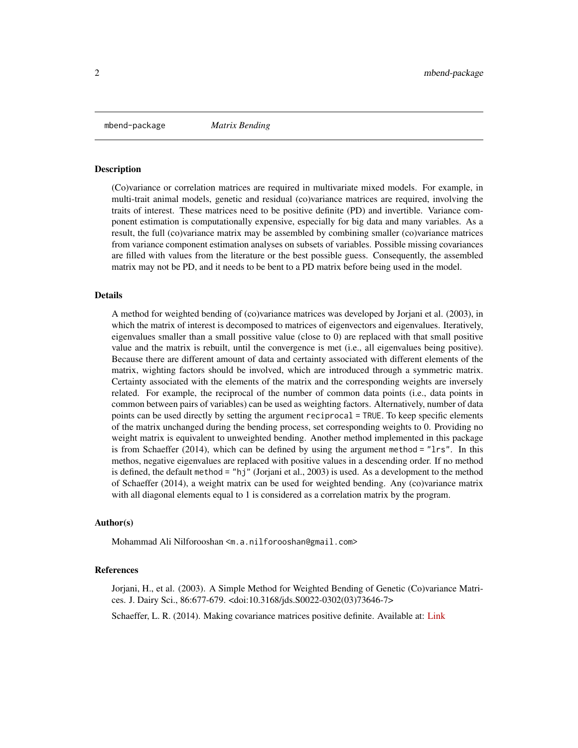mbend-package *Matrix Bending*

## Description

(Co)variance or correlation matrices are required in multivariate mixed models. For example, in multi-trait animal models, genetic and residual (co)variance matrices are required, involving the traits of interest. These matrices need to be positive definite (PD) and invertible. Variance component estimation is computationally expensive, especially for big data and many variables. As a result, the full (co)variance matrix may be assembled by combining smaller (co)variance matrices from variance component estimation analyses on subsets of variables. Possible missing covariances are filled with values from the literature or the best possible guess. Consequently, the assembled matrix may not be PD, and it needs to be bent to a PD matrix before being used in the model.

## Details

A method for weighted bending of (co)variance matrices was developed by Jorjani et al. (2003), in which the matrix of interest is decomposed to matrices of eigenvectors and eigenvalues. Iteratively, eigenvalues smaller than a small possitive value (close to 0) are replaced with that small positive value and the matrix is rebuilt, until the convergence is met (i.e., all eigenvalues being positive). Because there are different amount of data and certainty associated with different elements of the matrix, wighting factors should be involved, which are introduced through a symmetric matrix. Certainty associated with the elements of the matrix and the corresponding weights are inversely related. For example, the reciprocal of the number of common data points (i.e., data points in common between pairs of variables) can be used as weighting factors. Alternatively, number of data points can be used directly by setting the argument `reciprocal = TRUE`. To keep specific elements of the matrix unchanged during the bending process, set corresponding weights to 0. Providing no weight matrix is equivalent to unweighted bending. Another method implemented in this package is from Schaeffer (2014), which can be defined by using the argument `method = "lrs"`. In this methos, negative eigenvalues are replaced with positive values in a descending order. If no method is defined, the default `method = "hj"` (Jorjani et al., 2003) is used. As a development to the method of Schaeffer (2014), a weight matrix can be used for weighted bending. Any (co)variance matrix with all diagonal elements equal to 1 is considered as a correlation matrix by the program.

## Author(s)

Mohammad Ali Nilforooshan <m.a.nilforooshan@gmail.com>

## References

Jorjani, H., et al. (2003). A Simple Method for Weighted Bending of Genetic (Co)variance Matrices. J. Dairy Sci., 86:677-679. <doi:10.3168/jds.S0022-0302(03)73646-7>

Schaeffer, L. R. (2014). Making covariance matrices positive definite. Available at: Link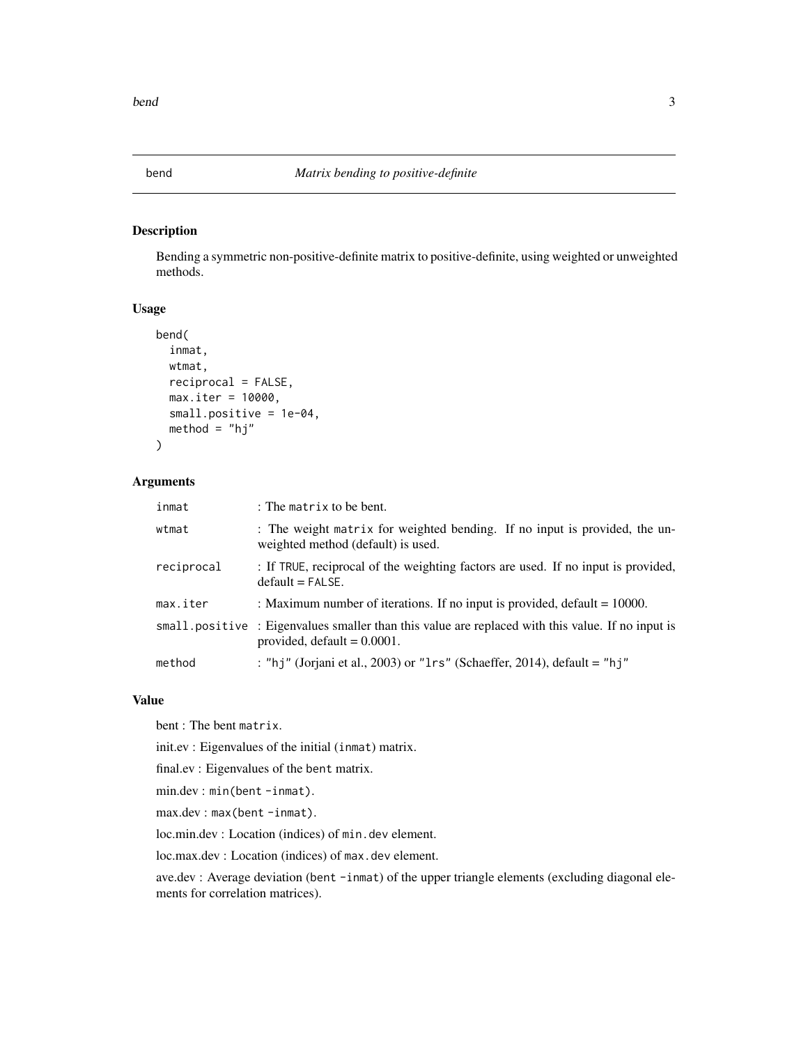bend *Matrix bending to positive-definite*

## Description

Bending a symmetric non-positive-definite matrix to positive-definite, using weighted or unweighted methods.

## Usage

```
bend(
  inmat,
  wtmat,
  reciprocal = FALSE,
  max.iter = 10000,
  small.positive = 1e-04,
  method = "hj"
)
```

## Arguments

| | |
|---|---|
| `inmat` | : The `matrix` to be bent. |
| `wtmat` | : The weight `matrix` for weighted bending. If no input is provided, the unweighted method (default) is used. |
| `reciprocal` | : If `TRUE`, reciprocal of the weighting factors are used. If no input is provided, default = `FALSE`. |
| `max.iter` | : Maximum number of iterations. If no input is provided, default = 10000. |
| `small.positive` | : Eigenvalues smaller than this value are replaced with this value. If no input is provided, default = 0.0001. |
| `method` | : `"hj"` (Jorjani et al., 2003) or `"lrs"` (Schaeffer, 2014), default = `"hj"` |

## Value

bent : The bent `matrix`.

init.ev : Eigenvalues of the initial (`inmat`) matrix.

final.ev : Eigenvalues of the `bent` matrix.

min.dev : `min(bent - inmat)`.

max.dev : `max(bent - inmat)`.

loc.min.dev : Location (indices) of `min.dev` element.

loc.max.dev : Location (indices) of `max.dev` element.

ave.dev : Average deviation (`bent - inmat`) of the upper triangle elements (excluding diagonal elements for correlation matrices).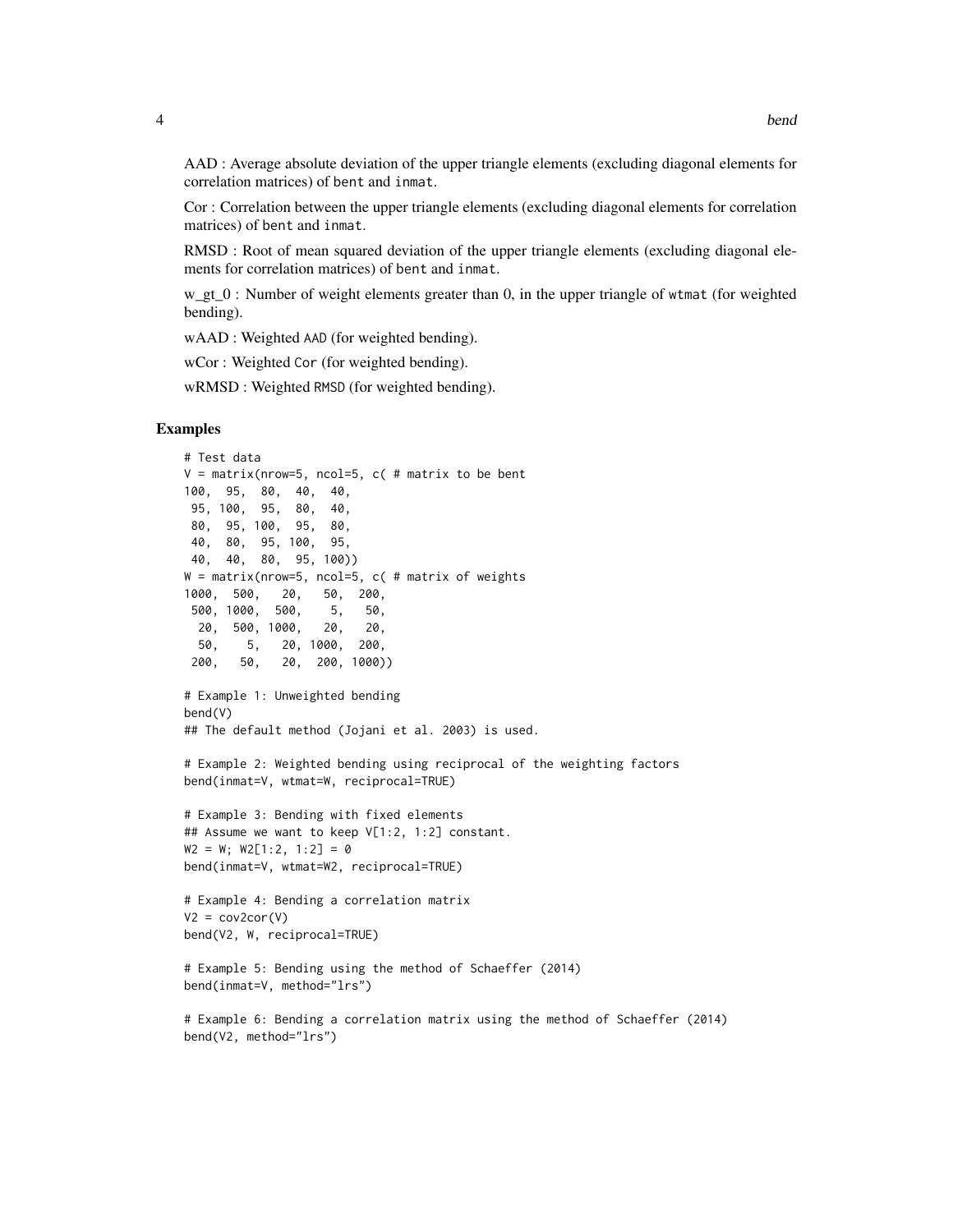AAD : Average absolute deviation of the upper triangle elements (excluding diagonal elements for correlation matrices) of `bent` and `inmat`.

Cor : Correlation between the upper triangle elements (excluding diagonal elements for correlation matrices) of `bent` and `inmat`.

RMSD : Root of mean squared deviation of the upper triangle elements (excluding diagonal elements for correlation matrices) of `bent` and `inmat`.

w_gt_0 : Number of weight elements greater than 0, in the upper triangle of `wtmat` (for weighted bending).

wAAD : Weighted `AAD` (for weighted bending).

wCor : Weighted `Cor` (for weighted bending).

wRMSD : Weighted `RMSD` (for weighted bending).

## Examples

```
# Test data
V = matrix(nrow=5, ncol=5, c( # matrix to be bent
100,  95,  80,  40,  40,
 95, 100,  95,  80,  40,
 80,  95, 100,  95,  80,
 40,  80,  95, 100,  95,
 40,  40,  80,  95, 100))
W = matrix(nrow=5, ncol=5, c( # matrix of weights
1000,  500,   20,   50,  200,
 500, 1000,  500,    5,   50,
  20,  500, 1000,   20,   20,
  50,    5,   20, 1000,  200,
 200,   50,   20,  200, 1000))

# Example 1: Unweighted bending
bend(V)
## The default method (Jojani et al. 2003) is used.

# Example 2: Weighted bending using reciprocal of the weighting factors
bend(inmat=V, wtmat=W, reciprocal=TRUE)

# Example 3: Bending with fixed elements
## Assume we want to keep V[1:2, 1:2] constant.
W2 = W; W2[1:2, 1:2] = 0
bend(inmat=V, wtmat=W2, reciprocal=TRUE)

# Example 4: Bending a correlation matrix
V2 = cov2cor(V)
bend(V2, W, reciprocal=TRUE)

# Example 5: Bending using the method of Schaeffer (2014)
bend(inmat=V, method="lrs")

# Example 6: Bending a correlation matrix using the method of Schaeffer (2014)
bend(V2, method="lrs")
```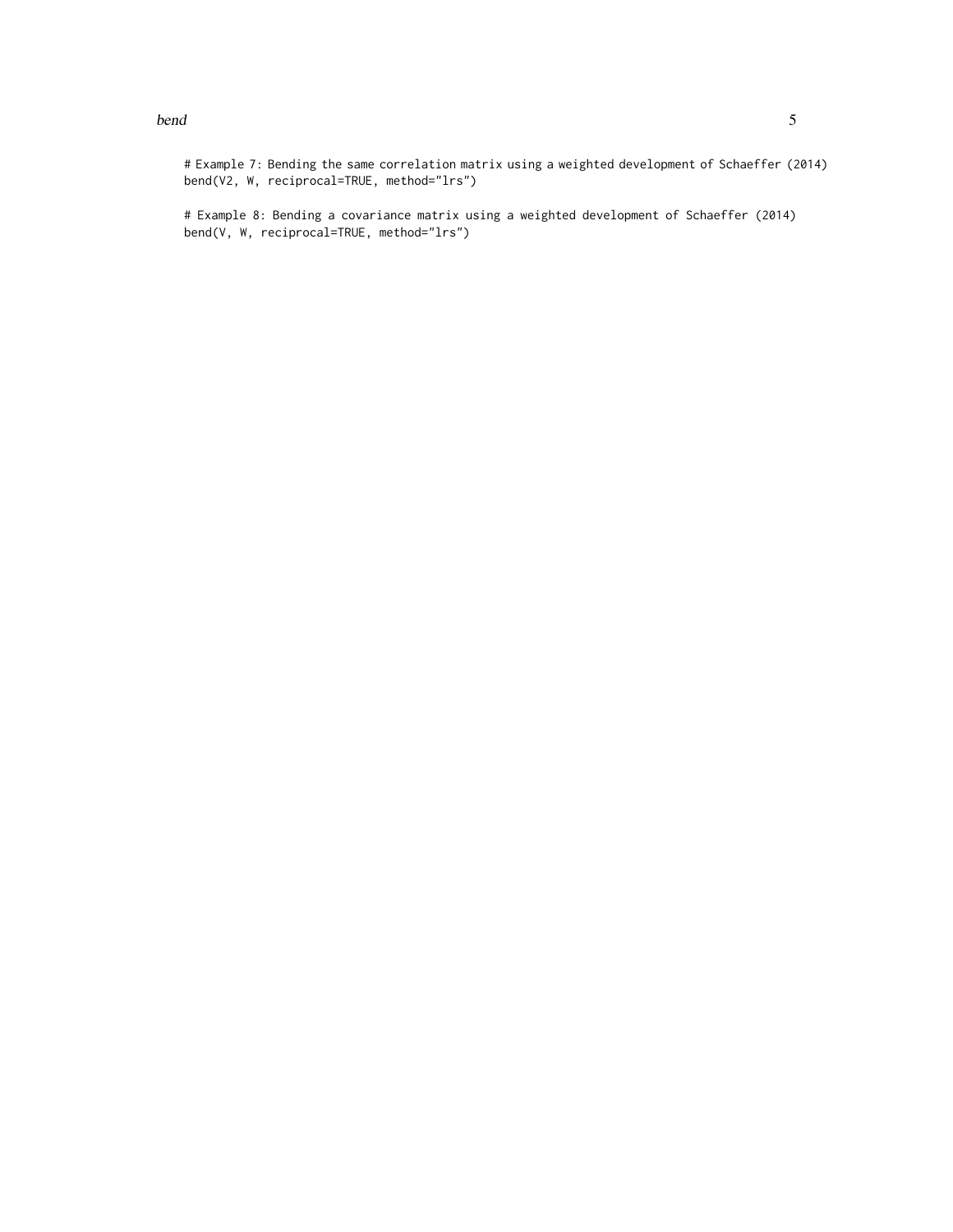```
# Example 7: Bending the same correlation matrix using a weighted development of Schaeffer (2014)
bend(V2, W, reciprocal=TRUE, method="lrs")

# Example 8: Bending a covariance matrix using a weighted development of Schaeffer (2014)
bend(V, W, reciprocal=TRUE, method="lrs")
```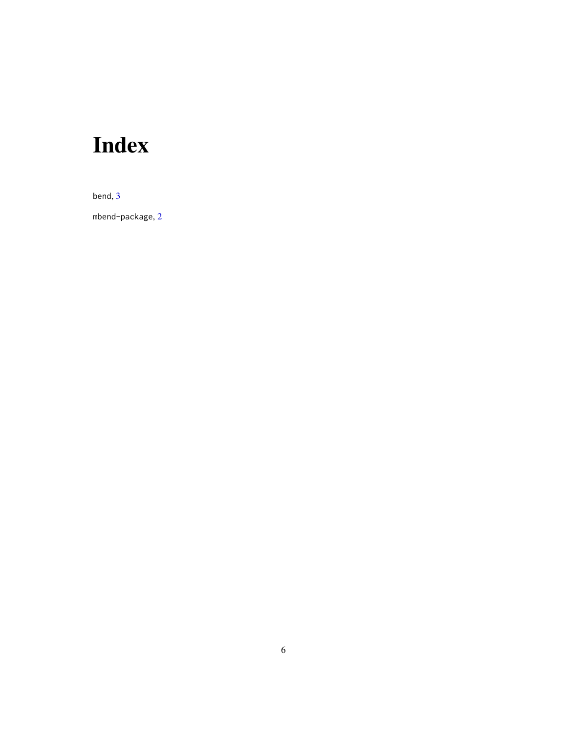# Index

bend, 3

mbend-package, 2